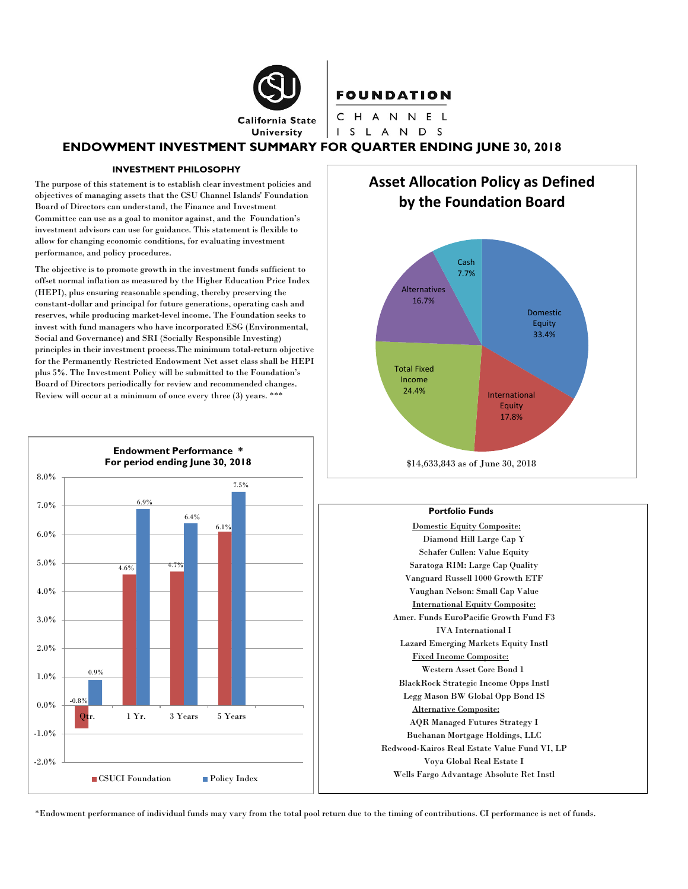California State University

**FOUNDATION**

CHANNEL ISLANDS

# ENDOWMENT INVESTMENT SUMMARY FOR QUARTER ENDING JUNE 30, 2018

### INVESTMENT PHILOSOPHY

The purpose of this statement is to establish clear investment policies and objectives of managing assets that the CSU Channel Islands' Foundation Board of Directors can understand, the Finance and Investment Committee can use as a goal to monitor against, and the Foundation's investment advisors can use for guidance. This statement is flexible to allow for changing economic conditions, for evaluating investment performance, and policy procedures.

The objective is to promote growth in the investment funds sufficient to offset normal inflation as measured by the Higher Education Price Index (HEPI), plus ensuring reasonable spending, thereby preserving the constant-dollar and principal for future generations, operating cash and reserves, while producing market-level income. The Foundation seeks to invest with fund managers who have incorporated ESG (Environmental, Social and Governance) and SRI (Socially Responsible Investing) principles in their investment process.The minimum total-return objective for the Permanently Restricted Endowment Net asset class shall be HEPI plus 5%. The Investment Policy will be submitted to the Foundation's Board of Directors periodically for review and recommended changes. Review will occur at a minimum of once every three (3) years. ***

### Asset Allocation Policy as Defined by the Foundation Board

| Asset Class | Allocation |
|---|---|
| Domestic Equity | 33.4% |
| International Equity | 17.8% |
| Total Fixed Income | 24.4% |
| Alternatives | 16.7% |
| Cash | 7.7% |

$14,633,843 as of June 30, 2018

### Endowment Performance * For period ending June 30, 2018

| Period | CSUCI Foundation | Policy Index |
|---|---|---|
| Qtr. | -0.8% | 0.9% |
| 1 Yr. | 4.6% | 6.9% |
| 3 Years | 4.7% | 6.4% |
| 5 Years | 6.1% | 7.5% |

### Portfolio Funds

Domestic Equity Composite:
- Diamond Hill Large Cap Y
- Schafer Cullen: Value Equity
- Saratoga RIM: Large Cap Quality
- Vanguard Russell 1000 Growth ETF
- Vaughan Nelson: Small Cap Value

International Equity Composite:
- Amer. Funds EuroPacific Growth Fund F3
- IVA International I
- Lazard Emerging Markets Equity Instl

Fixed Income Composite:
- Western Asset Core Bond 1
- BlackRock Strategic Income Opps Instl
- Legg Mason BW Global Opp Bond IS

Alternative Composite:
- AQR Managed Futures Strategy I
- Buchanan Mortgage Holdings, LLC
- Redwood-Kairos Real Estate Value Fund VI, LP
- Voya Global Real Estate I
- Wells Fargo Advantage Absolute Ret Instl

*Endowment performance of individual funds may vary from the total pool return due to the timing of contributions. CI performance is net of funds.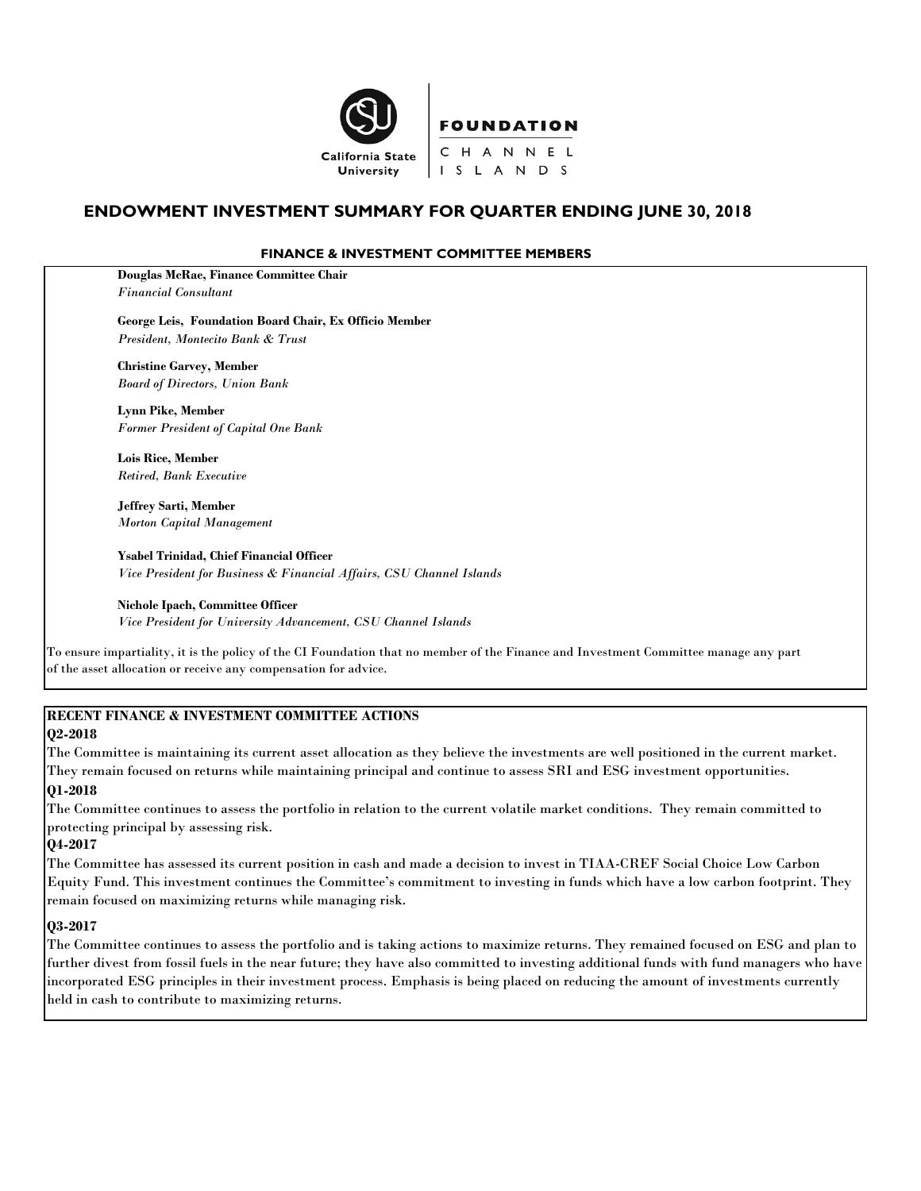California State University | FOUNDATION CHANNEL ISLANDS

# ENDOWMENT INVESTMENT SUMMARY FOR QUARTER ENDING JUNE 30, 2018

## FINANCE & INVESTMENT COMMITTEE MEMBERS

**Douglas McRae, Finance Committee Chair**
*Financial Consultant*

**George Leis, Foundation Board Chair, Ex Officio Member**
*President, Montecito Bank & Trust*

**Christine Garvey, Member**
*Board of Directors, Union Bank*

**Lynn Pike, Member**
*Former President of Capital One Bank*

**Lois Rice, Member**
*Retired, Bank Executive*

**Jeffrey Sarti, Member**
*Morton Capital Management*

**Ysabel Trinidad, Chief Financial Officer**
*Vice President for Business & Financial Affairs, CSU Channel Islands*

**Nichole Ipach, Committee Officer**
*Vice President for University Advancement, CSU Channel Islands*

To ensure impartiality, it is the policy of the CI Foundation that no member of the Finance and Investment Committee manage any part of the asset allocation or receive any compensation for advice.

## RECENT FINANCE & INVESTMENT COMMITTEE ACTIONS

**Q2-2018**

The Committee is maintaining its current asset allocation as they believe the investments are well positioned in the current market. They remain focused on returns while maintaining principal and continue to assess SRI and ESG investment opportunities.

**Q1-2018**

The Committee continues to assess the portfolio in relation to the current volatile market conditions. They remain committed to protecting principal by assessing risk.

**Q4-2017**

The Committee has assessed its current position in cash and made a decision to invest in TIAA-CREF Social Choice Low Carbon Equity Fund. This investment continues the Committee's commitment to investing in funds which have a low carbon footprint. They remain focused on maximizing returns while managing risk.

**Q3-2017**

The Committee continues to assess the portfolio and is taking actions to maximize returns. They remained focused on ESG and plan to further divest from fossil fuels in the near future; they have also committed to investing additional funds with fund managers who have incorporated ESG principles in their investment process. Emphasis is being placed on reducing the amount of investments currently held in cash to contribute to maximizing returns.